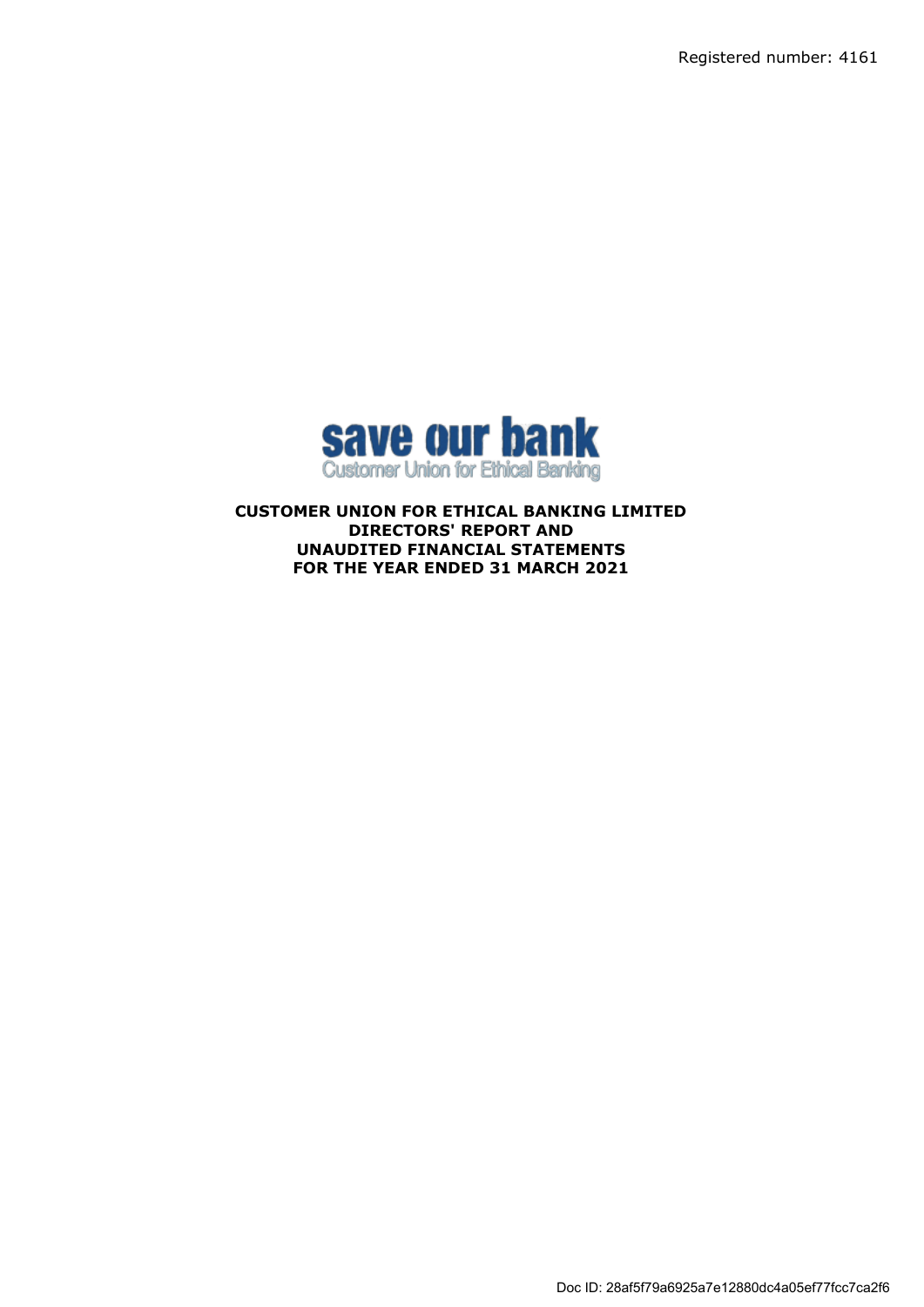Registered number: 4161

save our bank
Customer Union for Ethical Banking

**CUSTOMER UNION FOR ETHICAL BANKING LIMITED**
**DIRECTORS' REPORT AND**
**UNAUDITED FINANCIAL STATEMENTS**
**FOR THE YEAR ENDED 31 MARCH 2021**

Doc ID: 28af5f79a6925a7e12880dc4a05ef77fcc7ca2f6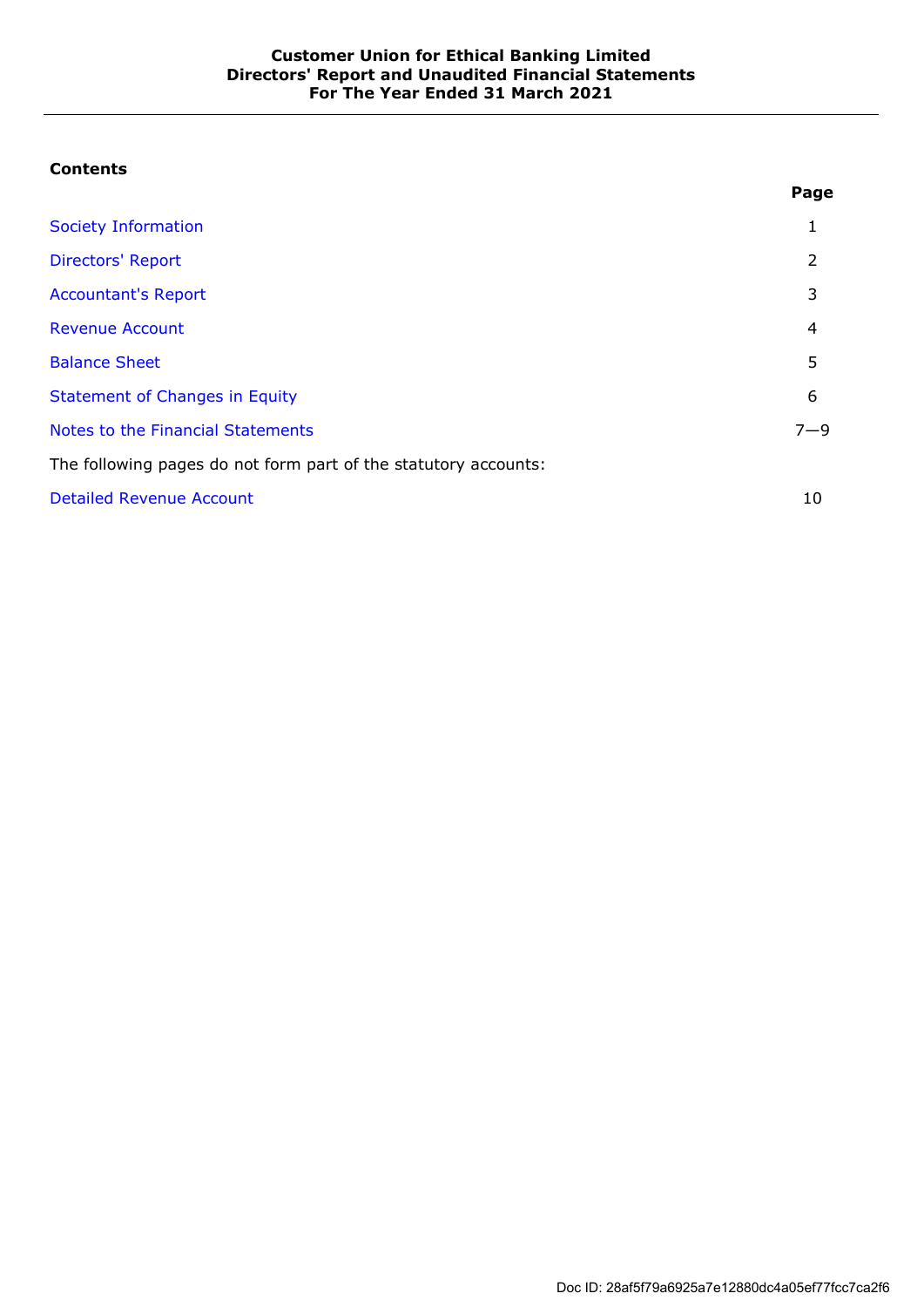# Customer Union for Ethical Banking Limited
## Directors' Report and Unaudited Financial Statements
## For The Year Ended 31 March 2021

### Contents

| | Page |
|---|---|
| Society Information | 1 |
| Directors' Report | 2 |
| Accountant's Report | 3 |
| Revenue Account | 4 |
| Balance Sheet | 5 |
| Statement of Changes in Equity | 6 |
| Notes to the Financial Statements | 7—9 |
| The following pages do not form part of the statutory accounts: | |
| Detailed Revenue Account | 10 |

Doc ID: 28af5f79a6925a7e12880dc4a05ef77fcc7ca2f6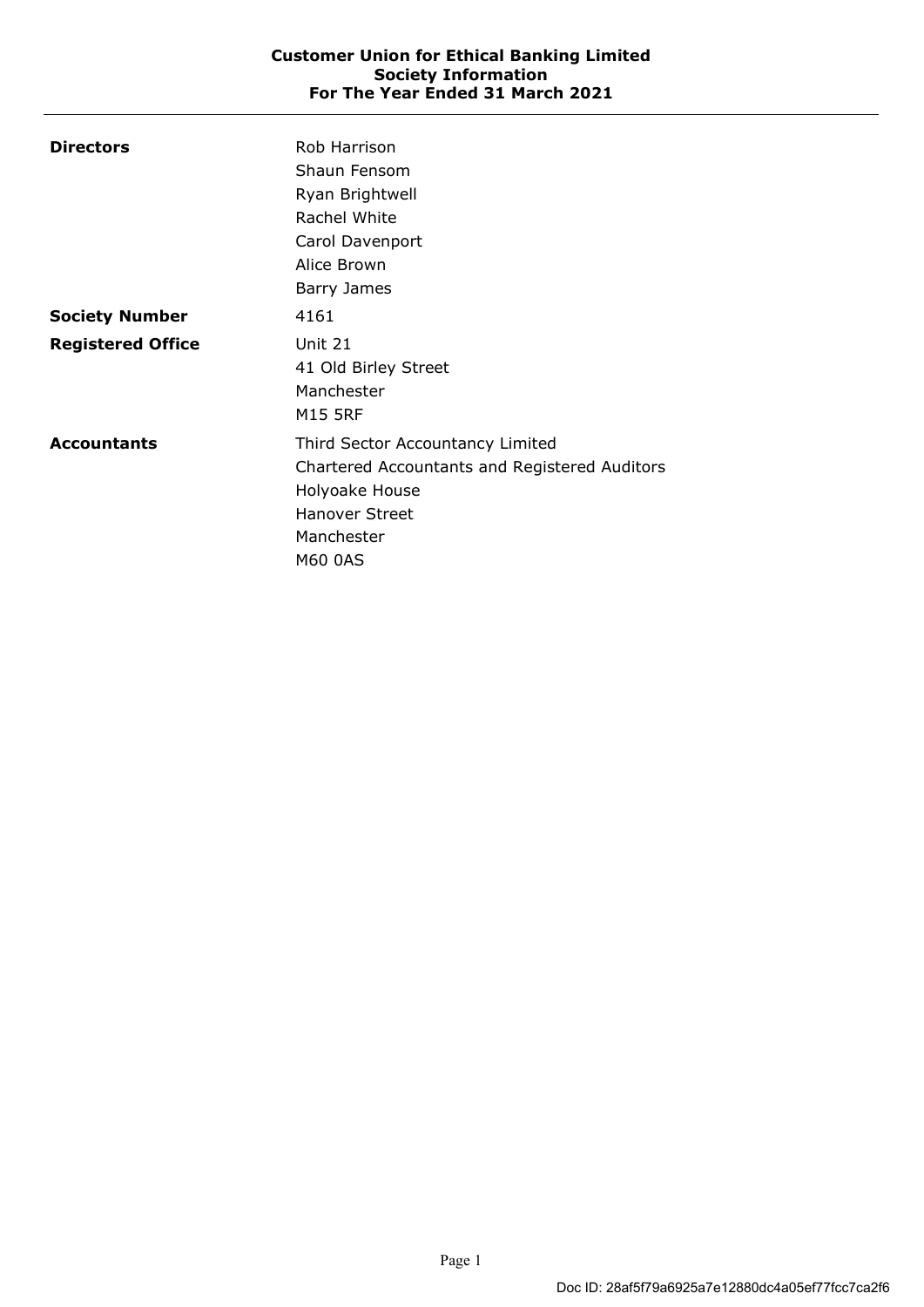# Customer Union for Ethical Banking Limited
## Society Information
## For The Year Ended 31 March 2021

| | |
|---|---|
| **Directors** | Rob Harrison<br>Shaun Fensom<br>Ryan Brightwell<br>Rachel White<br>Carol Davenport<br>Alice Brown<br>Barry James |
| **Society Number** | 4161 |
| **Registered Office** | Unit 21<br>41 Old Birley Street<br>Manchester<br>M15 5RF |
| **Accountants** | Third Sector Accountancy Limited<br>Chartered Accountants and Registered Auditors<br>Holyoake House<br>Hanover Street<br>Manchester<br>M60 0AS |

Doc ID: 28af5f79a6925a7e12880dc4a05ef77fcc7ca2f6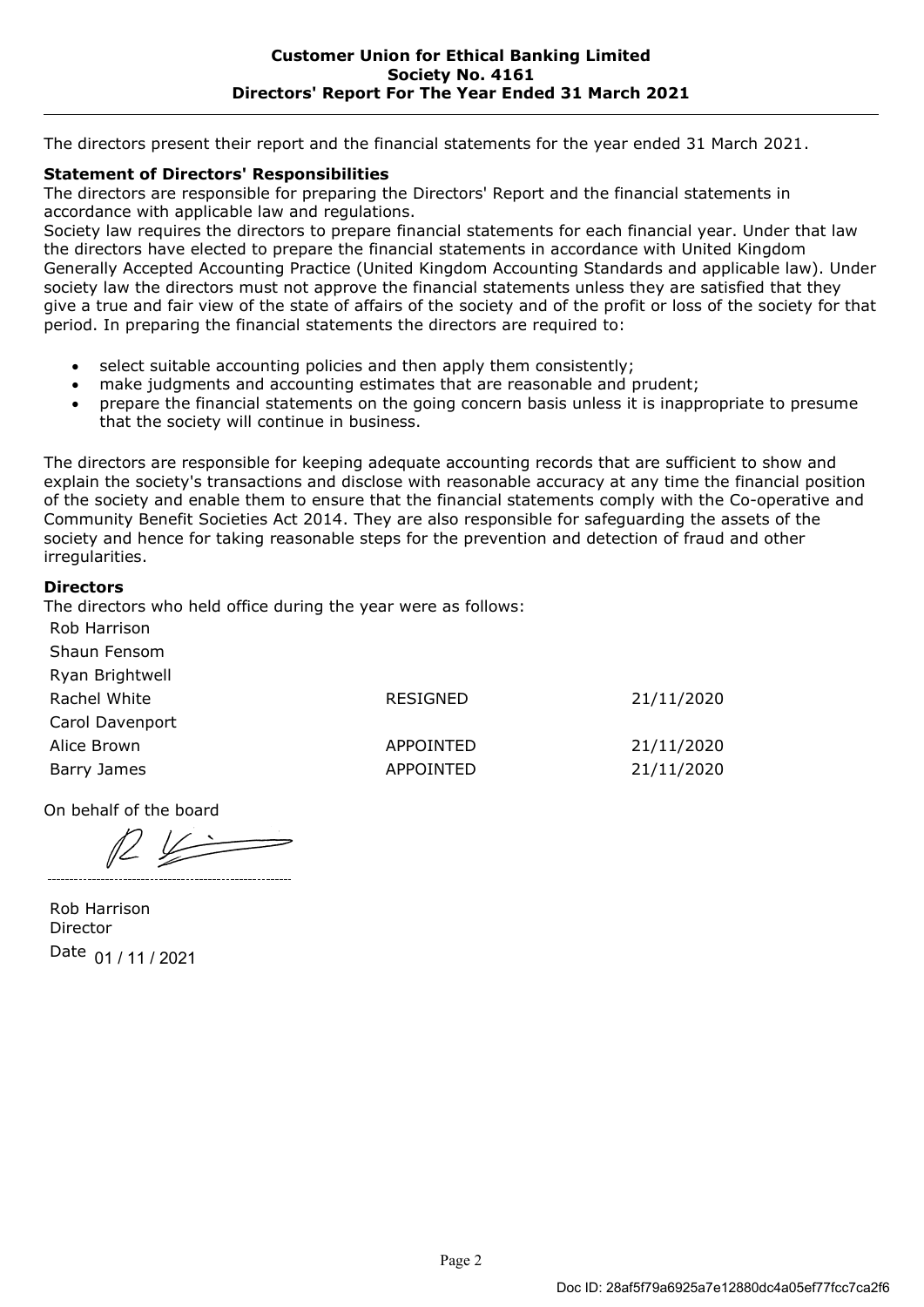**Customer Union for Ethical Banking Limited**
**Society No. 4161**
**Directors' Report For The Year Ended 31 March 2021**

The directors present their report and the financial statements for the year ended 31 March 2021.

### Statement of Directors' Responsibilities

The directors are responsible for preparing the Directors' Report and the financial statements in accordance with applicable law and regulations.

Society law requires the directors to prepare financial statements for each financial year. Under that law the directors have elected to prepare the financial statements in accordance with United Kingdom Generally Accepted Accounting Practice (United Kingdom Accounting Standards and applicable law). Under society law the directors must not approve the financial statements unless they are satisfied that they give a true and fair view of the state of affairs of the society and of the profit or loss of the society for that period. In preparing the financial statements the directors are required to:

- select suitable accounting policies and then apply them consistently;
- make judgments and accounting estimates that are reasonable and prudent;
- prepare the financial statements on the going concern basis unless it is inappropriate to presume that the society will continue in business.

The directors are responsible for keeping adequate accounting records that are sufficient to show and explain the society's transactions and disclose with reasonable accuracy at any time the financial position of the society and enable them to ensure that the financial statements comply with the Co-operative and Community Benefit Societies Act 2014. They are also responsible for safeguarding the assets of the society and hence for taking reasonable steps for the prevention and detection of fraud and other irregularities.

### Directors

The directors who held office during the year were as follows:

| | | |
|---|---|---|
| Rob Harrison | | |
| Shaun Fensom | | |
| Ryan Brightwell | | |
| Rachel White | RESIGNED | 21/11/2020 |
| Carol Davenport | | |
| Alice Brown | APPOINTED | 21/11/2020 |
| Barry James | APPOINTED | 21/11/2020 |

On behalf of the board

Rob Harrison
Director
Date 01 / 11 / 2021

Doc ID: 28af5f79a6925a7e12880dc4a05ef77fcc7ca2f6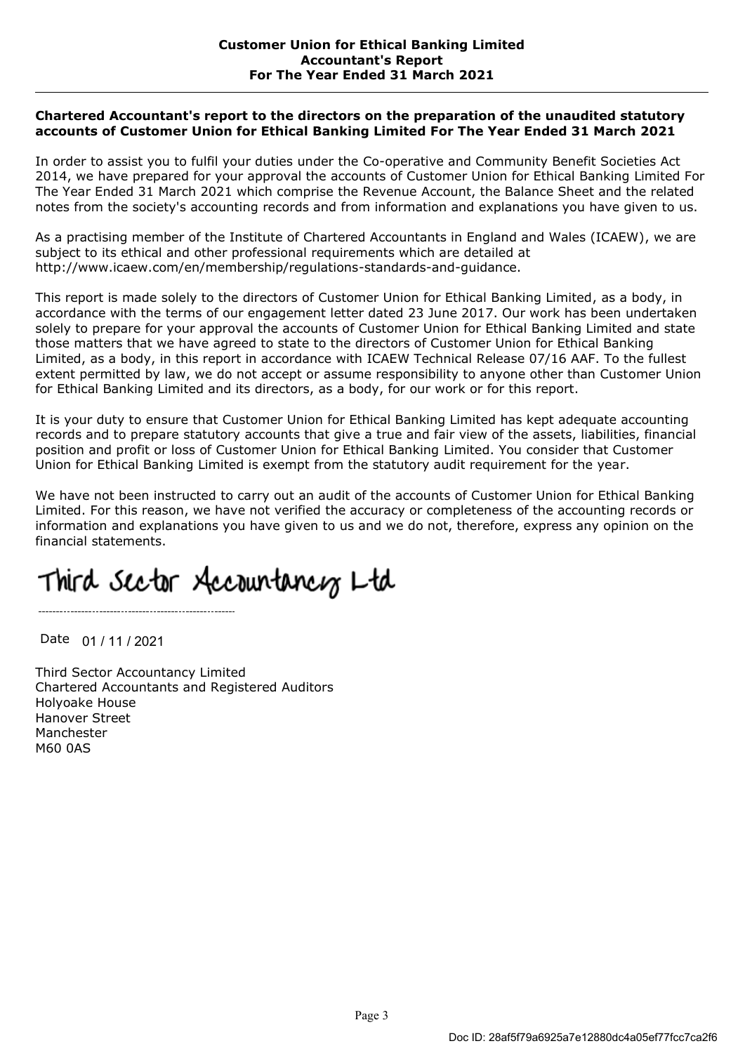**Customer Union for Ethical Banking Limited**
**Accountant's Report**
**For The Year Ended 31 March 2021**

**Chartered Accountant's report to the directors on the preparation of the unaudited statutory accounts of Customer Union for Ethical Banking Limited For The Year Ended 31 March 2021**

In order to assist you to fulfil your duties under the Co-operative and Community Benefit Societies Act 2014, we have prepared for your approval the accounts of Customer Union for Ethical Banking Limited For The Year Ended 31 March 2021 which comprise the Revenue Account, the Balance Sheet and the related notes from the society's accounting records and from information and explanations you have given to us.

As a practising member of the Institute of Chartered Accountants in England and Wales (ICAEW), we are subject to its ethical and other professional requirements which are detailed at http://www.icaew.com/en/membership/regulations-standards-and-guidance.

This report is made solely to the directors of Customer Union for Ethical Banking Limited, as a body, in accordance with the terms of our engagement letter dated 23 June 2017. Our work has been undertaken solely to prepare for your approval the accounts of Customer Union for Ethical Banking Limited and state those matters that we have agreed to state to the directors of Customer Union for Ethical Banking Limited, as a body, in this report in accordance with ICAEW Technical Release 07/16 AAF. To the fullest extent permitted by law, we do not accept or assume responsibility to anyone other than Customer Union for Ethical Banking Limited and its directors, as a body, for our work or for this report.

It is your duty to ensure that Customer Union for Ethical Banking Limited has kept adequate accounting records and to prepare statutory accounts that give a true and fair view of the assets, liabilities, financial position and profit or loss of Customer Union for Ethical Banking Limited. You consider that Customer Union for Ethical Banking Limited is exempt from the statutory audit requirement for the year.

We have not been instructed to carry out an audit of the accounts of Customer Union for Ethical Banking Limited. For this reason, we have not verified the accuracy or completeness of the accounting records or information and explanations you have given to us and we do not, therefore, express any opinion on the financial statements.

Third Sector Accountancy Ltd

Date 01 / 11 / 2021

Third Sector Accountancy Limited
Chartered Accountants and Registered Auditors
Holyoake House
Hanover Street
Manchester
M60 0AS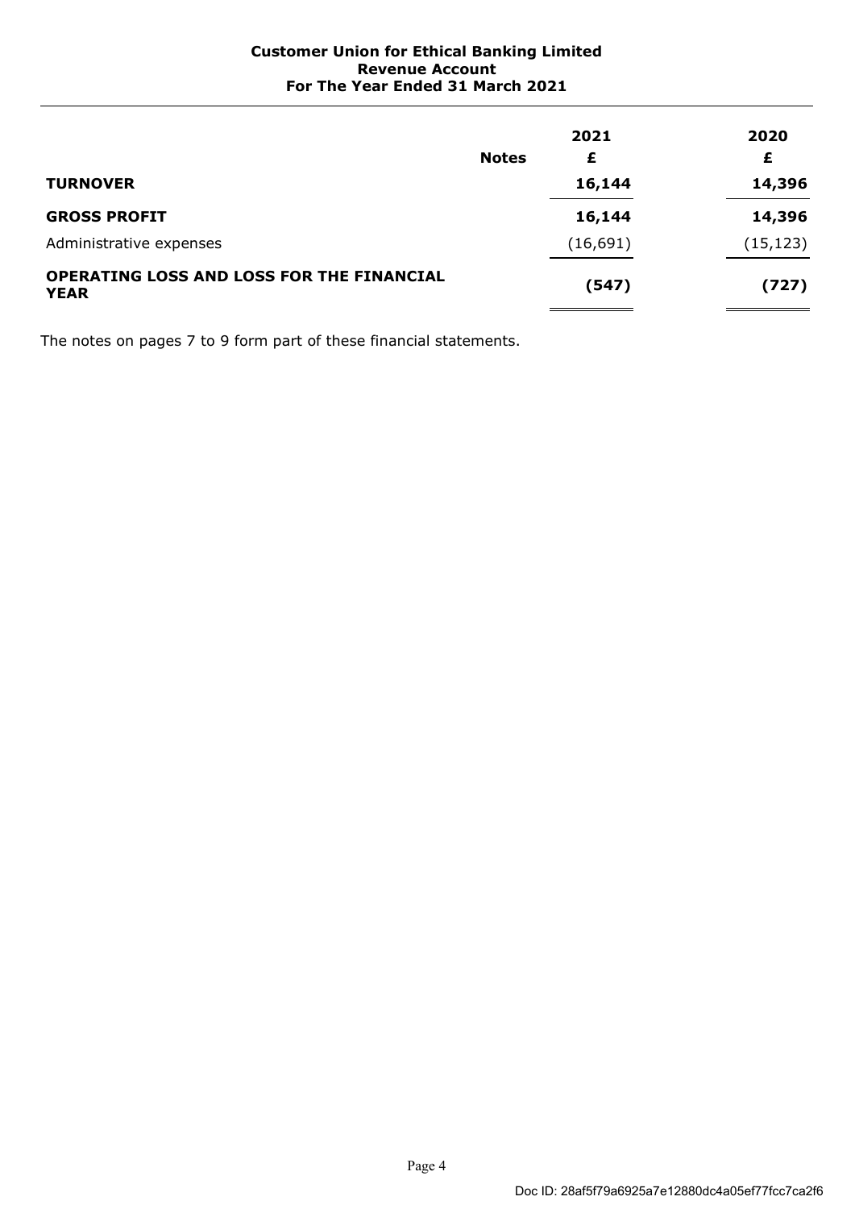**Customer Union for Ethical Banking Limited**
**Revenue Account**
**For The Year Ended 31 March 2021**

| | Notes | 2021 | 2020 |
|---|---|---|---|
| | | **£** | **£** |
| **TURNOVER** | | **16,144** | **14,396** |
| **GROSS PROFIT** | | **16,144** | **14,396** |
| Administrative expenses | | (16,691) | (15,123) |
| **OPERATING LOSS AND LOSS FOR THE FINANCIAL YEAR** | | **(547)** | **(727)** |

The notes on pages 7 to 9 form part of these financial statements.

Doc ID: 28af5f79a6925a7e12880dc4a05ef77fcc7ca2f6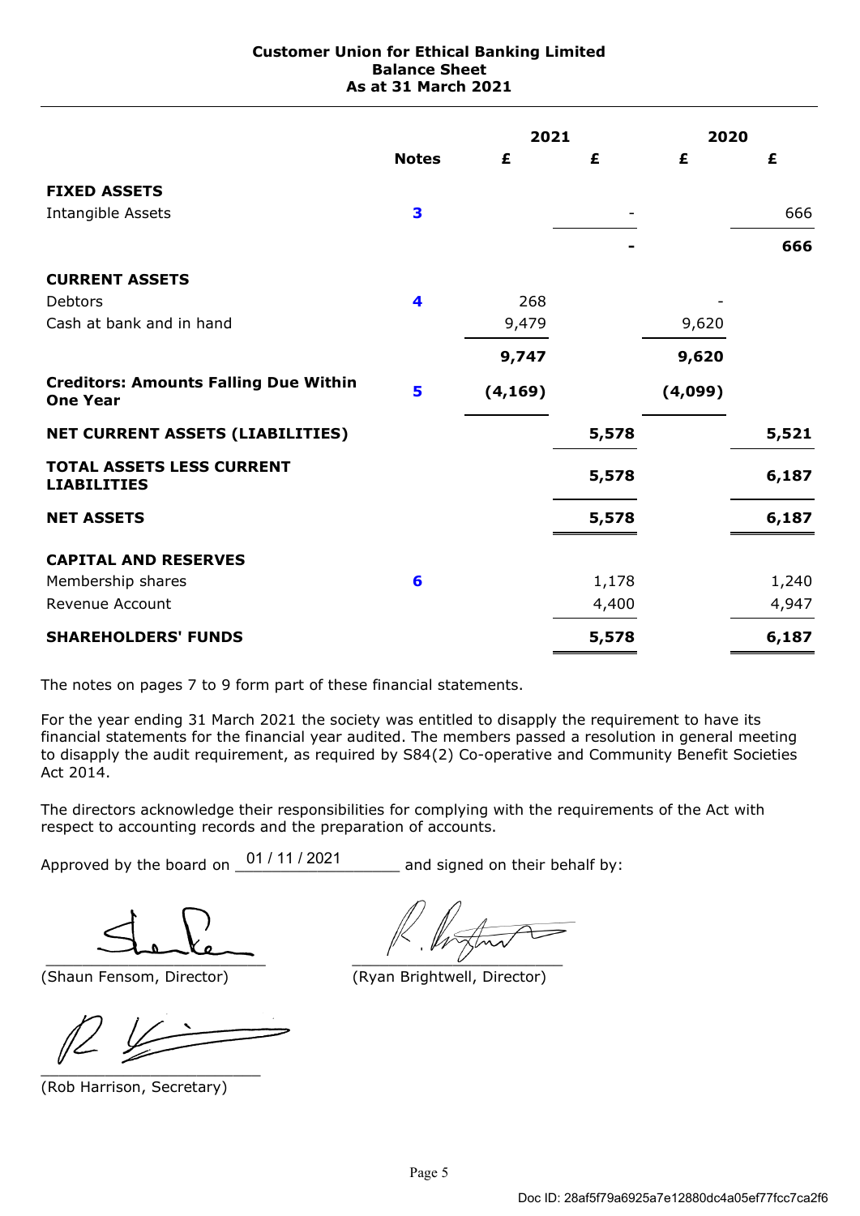**Customer Union for Ethical Banking Limited**
**Balance Sheet**
**As at 31 March 2021**

| | Notes | 2021 £ | 2021 £ | 2020 £ | 2020 £ |
|---|---|---|---|---|---|
| **FIXED ASSETS** | | | | | |
| Intangible Assets | 3 | | - | | 666 |
| | | | **-** | | **666** |
| **CURRENT ASSETS** | | | | | |
| Debtors | 4 | 268 | | - | |
| Cash at bank and in hand | | 9,479 | | 9,620 | |
| | | **9,747** | | **9,620** | |
| **Creditors: Amounts Falling Due Within One Year** | 5 | **(4,169)** | | **(4,099)** | |
| **NET CURRENT ASSETS (LIABILITIES)** | | | **5,578** | | **5,521** |
| **TOTAL ASSETS LESS CURRENT LIABILITIES** | | | **5,578** | | **6,187** |
| **NET ASSETS** | | | **5,578** | | **6,187** |
| **CAPITAL AND RESERVES** | | | | | |
| Membership shares | 6 | | 1,178 | | 1,240 |
| Revenue Account | | | 4,400 | | 4,947 |
| **SHAREHOLDERS' FUNDS** | | | **5,578** | | **6,187** |

The notes on pages 7 to 9 form part of these financial statements.

For the year ending 31 March 2021 the society was entitled to disapply the requirement to have its financial statements for the financial year audited. The members passed a resolution in general meeting to disapply the audit requirement, as required by S84(2) Co-operative and Community Benefit Societies Act 2014.

The directors acknowledge their responsibilities for complying with the requirements of the Act with respect to accounting records and the preparation of accounts.

Approved by the board on 01 / 11 / 2021 and signed on their behalf by:

(Shaun Fensom, Director)

(Ryan Brightwell, Director)

(Rob Harrison, Secretary)

Doc ID: 28af5f79a6925a7e12880dc4a05ef77fcc7ca2f6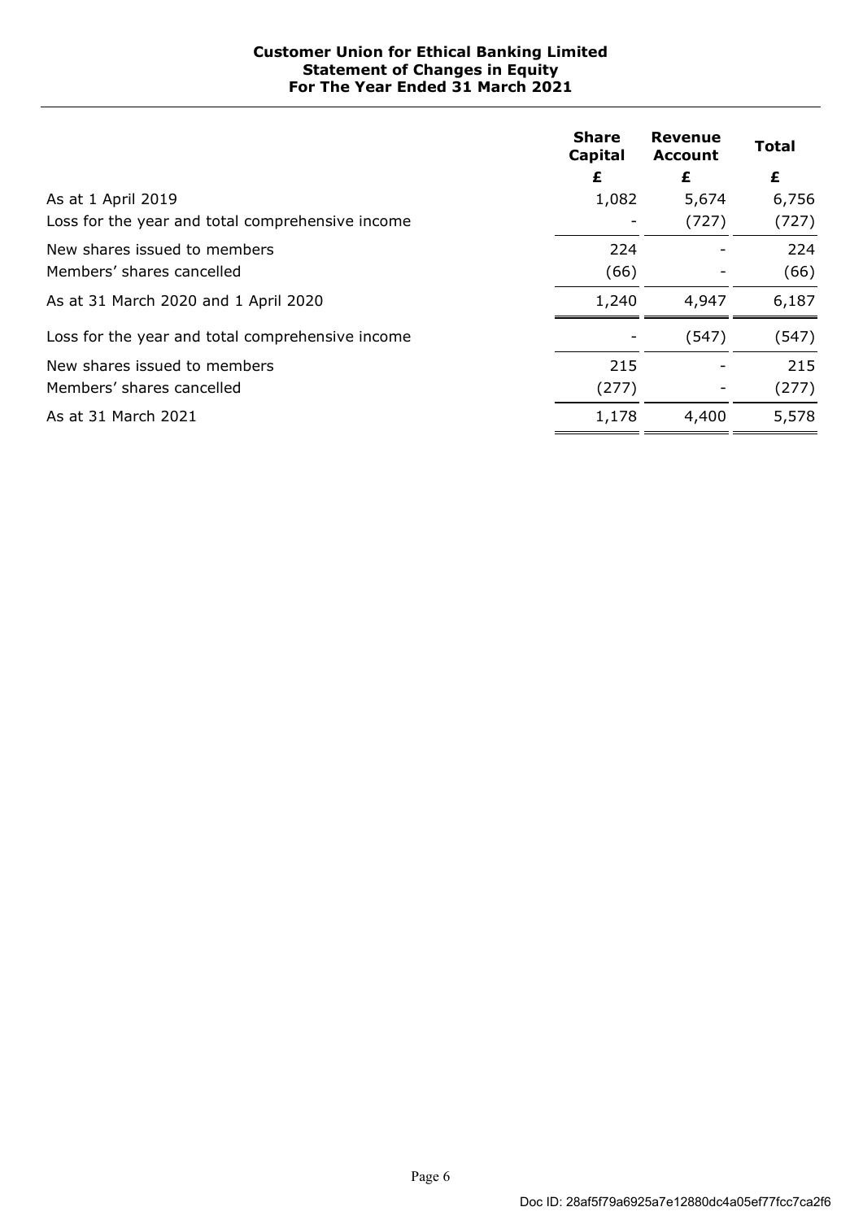**Customer Union for Ethical Banking Limited**
**Statement of Changes in Equity**
**For The Year Ended 31 March 2021**

| | Share Capital | Revenue Account | Total |
|---|---|---|---|
| | £ | £ | £ |
| As at 1 April 2019 | 1,082 | 5,674 | 6,756 |
| Loss for the year and total comprehensive income | - | (727) | (727) |
| New shares issued to members | 224 | - | 224 |
| Members' shares cancelled | (66) | - | (66) |
| As at 31 March 2020 and 1 April 2020 | 1,240 | 4,947 | 6,187 |
| Loss for the year and total comprehensive income | - | (547) | (547) |
| New shares issued to members | 215 | - | 215 |
| Members' shares cancelled | (277) | - | (277) |
| As at 31 March 2021 | 1,178 | 4,400 | 5,578 |

Doc ID: 28af5f79a6925a7e12880dc4a05ef77fcc7ca2f6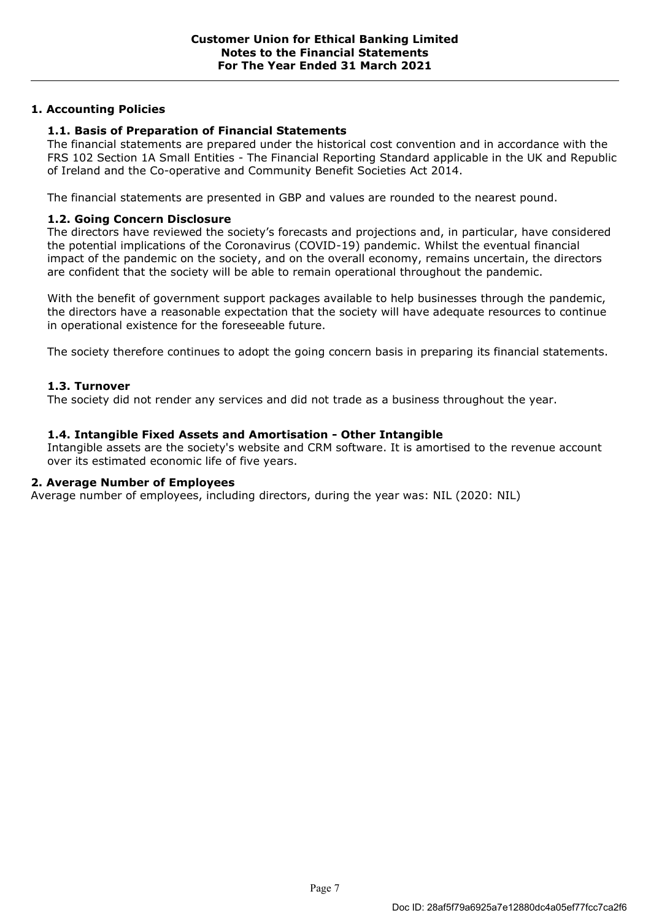# Customer Union for Ethical Banking Limited
## Notes to the Financial Statements
## For The Year Ended 31 March 2021

### 1. Accounting Policies

#### 1.1. Basis of Preparation of Financial Statements

The financial statements are prepared under the historical cost convention and in accordance with the FRS 102 Section 1A Small Entities - The Financial Reporting Standard applicable in the UK and Republic of Ireland and the Co-operative and Community Benefit Societies Act 2014.

The financial statements are presented in GBP and values are rounded to the nearest pound.

#### 1.2. Going Concern Disclosure

The directors have reviewed the society's forecasts and projections and, in particular, have considered the potential implications of the Coronavirus (COVID-19) pandemic. Whilst the eventual financial impact of the pandemic on the society, and on the overall economy, remains uncertain, the directors are confident that the society will be able to remain operational throughout the pandemic.

With the benefit of government support packages available to help businesses through the pandemic, the directors have a reasonable expectation that the society will have adequate resources to continue in operational existence for the foreseeable future.

The society therefore continues to adopt the going concern basis in preparing its financial statements.

#### 1.3. Turnover

The society did not render any services and did not trade as a business throughout the year.

#### 1.4. Intangible Fixed Assets and Amortisation - Other Intangible

Intangible assets are the society's website and CRM software. It is amortised to the revenue account over its estimated economic life of five years.

### 2. Average Number of Employees

Average number of employees, including directors, during the year was: NIL (2020: NIL)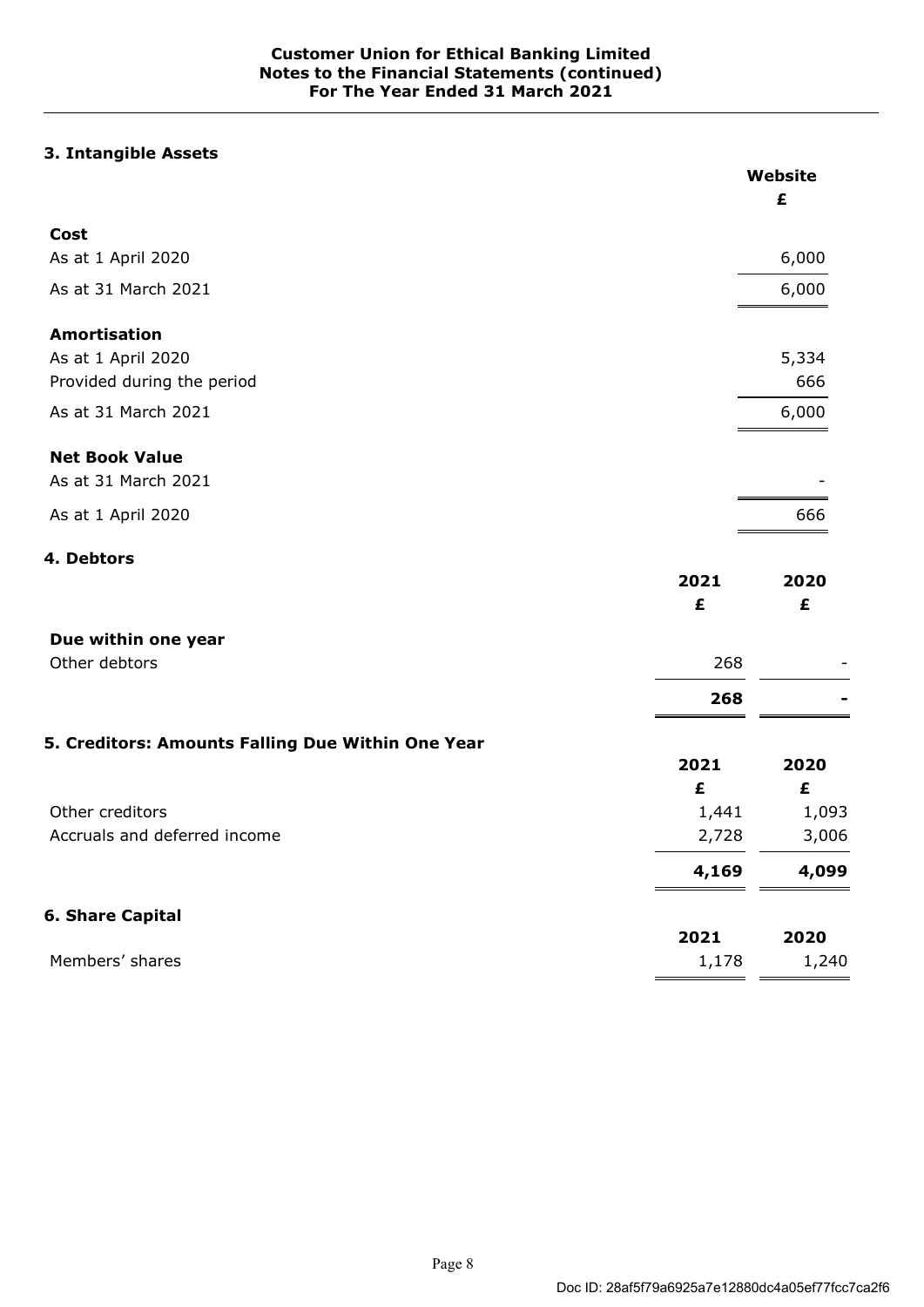### 3. Intangible Assets

| | Website |
|---|---|
| | £ |
| **Cost** | |
| As at 1 April 2020 | 6,000 |
| As at 31 March 2021 | 6,000 |
| **Amortisation** | |
| As at 1 April 2020 | 5,334 |
| Provided during the period | 666 |
| As at 31 March 2021 | 6,000 |
| **Net Book Value** | |
| As at 31 March 2021 | - |
| As at 1 April 2020 | 666 |

### 4. Debtors

| | 2021 | 2020 |
|---|---|---|
| | £ | £ |
| **Due within one year** | | |
| Other debtors | 268 | - |
| | **268** | **-** |

### 5. Creditors: Amounts Falling Due Within One Year

| | 2021 | 2020 |
|---|---|---|
| | £ | £ |
| Other creditors | 1,441 | 1,093 |
| Accruals and deferred income | 2,728 | 3,006 |
| | **4,169** | **4,099** |

### 6. Share Capital

| | 2021 | 2020 |
|---|---|---|
| Members' shares | 1,178 | 1,240 |

Doc ID: 28af5f79a6925a7e12880dc4a05ef77fcc7ca2f6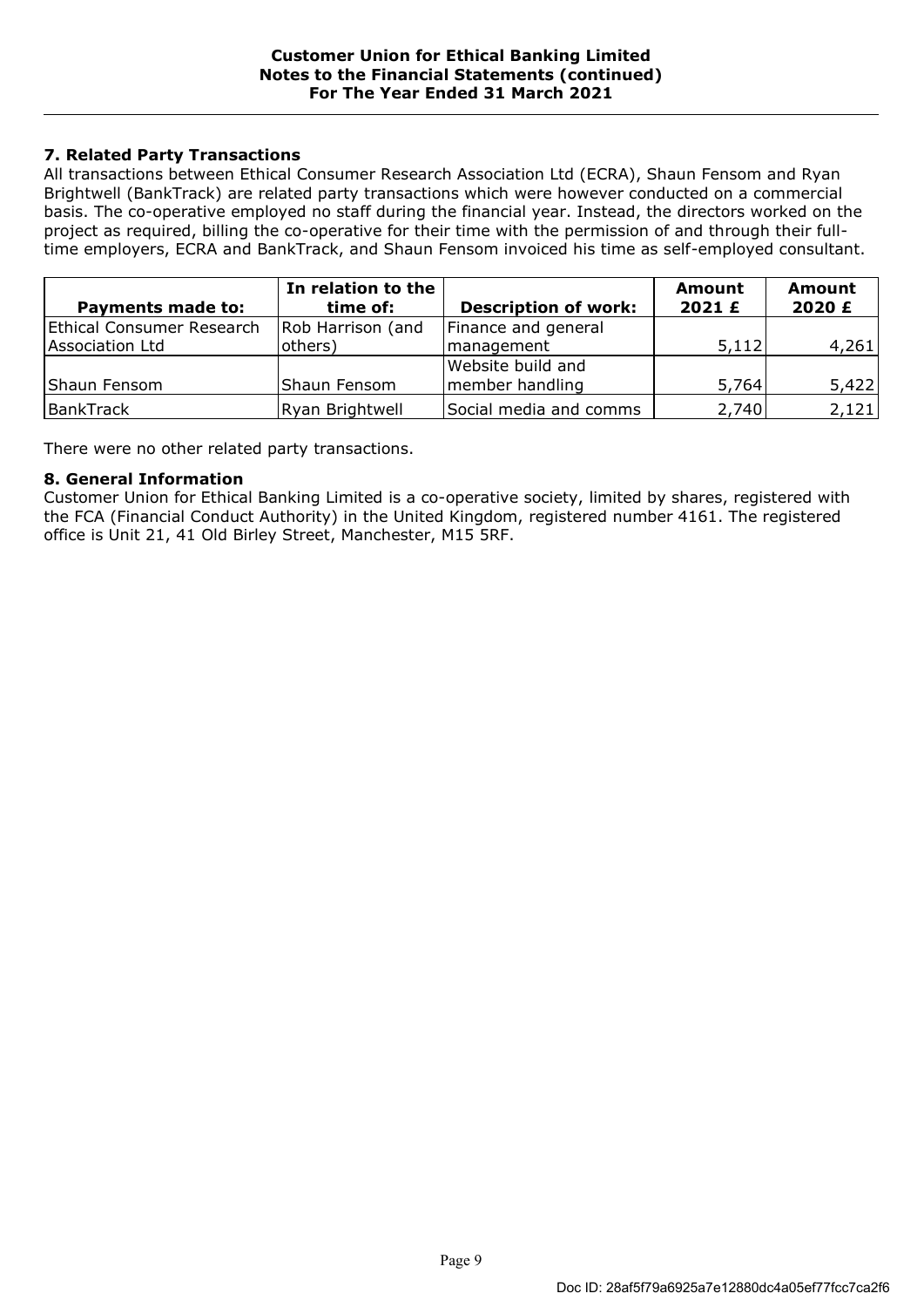## 7. Related Party Transactions

All transactions between Ethical Consumer Research Association Ltd (ECRA), Shaun Fensom and Ryan Brightwell (BankTrack) are related party transactions which were however conducted on a commercial basis. The co-operative employed no staff during the financial year. Instead, the directors worked on the project as required, billing the co-operative for their time with the permission of and through their full-time employers, ECRA and BankTrack, and Shaun Fensom invoiced his time as self-employed consultant.

| Payments made to: | In relation to the time of: | Description of work: | Amount 2021 £ | Amount 2020 £ |
|---|---|---|---|---|
| Ethical Consumer Research Association Ltd | Rob Harrison (and others) | Finance and general management | 5,112 | 4,261 |
| Shaun Fensom | Shaun Fensom | Website build and member handling | 5,764 | 5,422 |
| BankTrack | Ryan Brightwell | Social media and comms | 2,740 | 2,121 |

There were no other related party transactions.

## 8. General Information

Customer Union for Ethical Banking Limited is a co-operative society, limited by shares, registered with the FCA (Financial Conduct Authority) in the United Kingdom, registered number 4161. The registered office is Unit 21, 41 Old Birley Street, Manchester, M15 5RF.